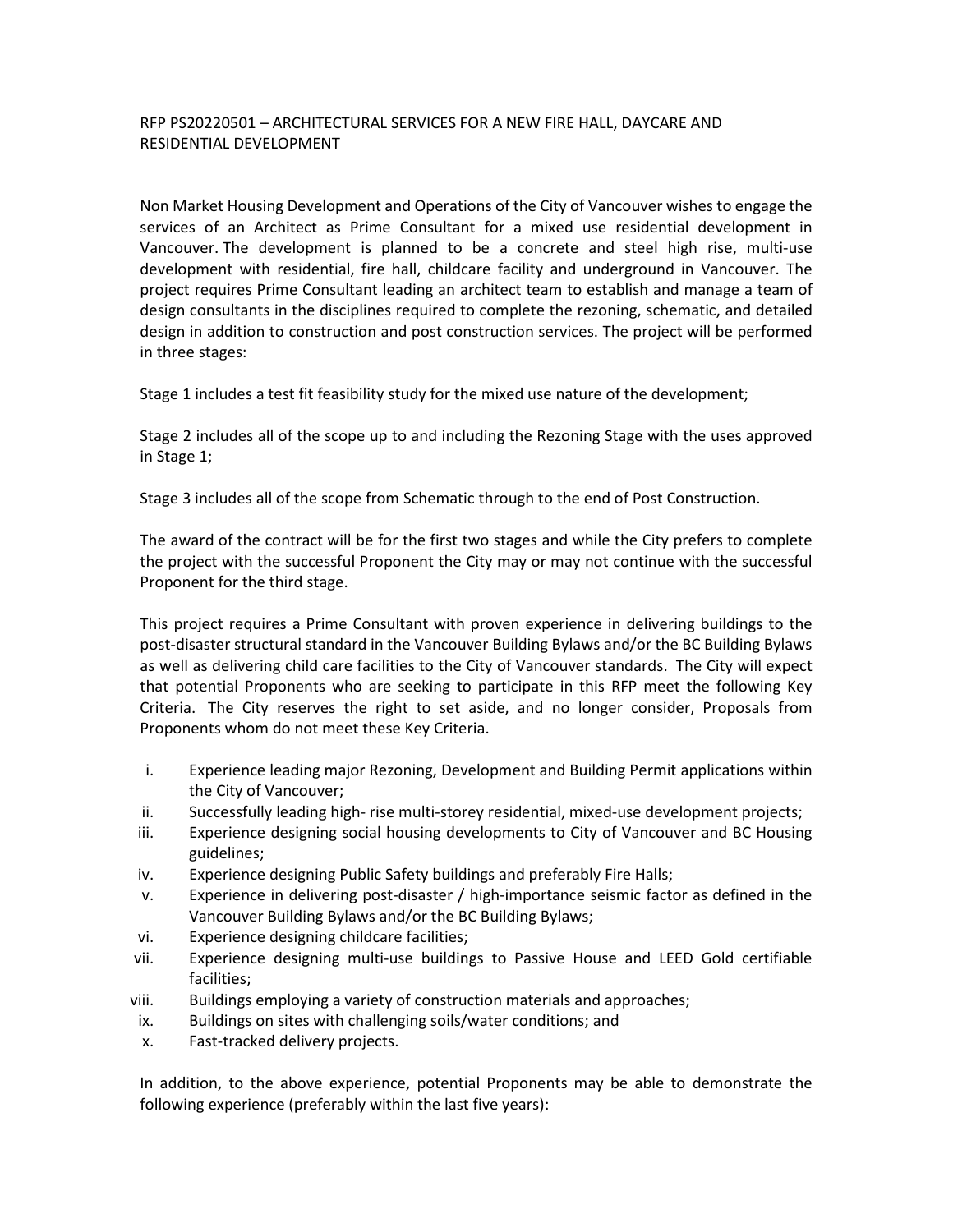# RFP PS20220501 – ARCHITECTURAL SERVICES FOR A NEW FIRE HALL, DAYCARE AND RESIDENTIAL DEVELOPMENT

Non Market Housing Development and Operations of the City of Vancouver wishes to engage the services of an Architect as Prime Consultant for a mixed use residential development in Vancouver. The development is planned to be a concrete and steel high rise, multi-use development with residential, fire hall, childcare facility and underground in Vancouver. The project requires Prime Consultant leading an architect team to establish and manage a team of design consultants in the disciplines required to complete the rezoning, schematic, and detailed design in addition to construction and post construction services. The project will be performed in three stages:

Stage 1 includes a test fit feasibility study for the mixed use nature of the development;

Stage 2 includes all of the scope up to and including the Rezoning Stage with the uses approved in Stage 1;

Stage 3 includes all of the scope from Schematic through to the end of Post Construction.

The award of the contract will be for the first two stages and while the City prefers to complete the project with the successful Proponent the City may or may not continue with the successful Proponent for the third stage.

This project requires a Prime Consultant with proven experience in delivering buildings to the post-disaster structural standard in the Vancouver Building Bylaws and/or the BC Building Bylaws as well as delivering child care facilities to the City of Vancouver standards. The City will expect that potential Proponents who are seeking to participate in this RFP meet the following Key Criteria. The City reserves the right to set aside, and no longer consider, Proposals from Proponents whom do not meet these Key Criteria.

i. Experience leading major Rezoning, Development and Building Permit applications within the City of Vancouver;
ii. Successfully leading high- rise multi-storey residential, mixed-use development projects;
iii. Experience designing social housing developments to City of Vancouver and BC Housing guidelines;
iv. Experience designing Public Safety buildings and preferably Fire Halls;
v. Experience in delivering post-disaster / high-importance seismic factor as defined in the Vancouver Building Bylaws and/or the BC Building Bylaws;
vi. Experience designing childcare facilities;
vii. Experience designing multi-use buildings to Passive House and LEED Gold certifiable facilities;
viii. Buildings employing a variety of construction materials and approaches;
ix. Buildings on sites with challenging soils/water conditions; and
x. Fast-tracked delivery projects.

In addition, to the above experience, potential Proponents may be able to demonstrate the following experience (preferably within the last five years):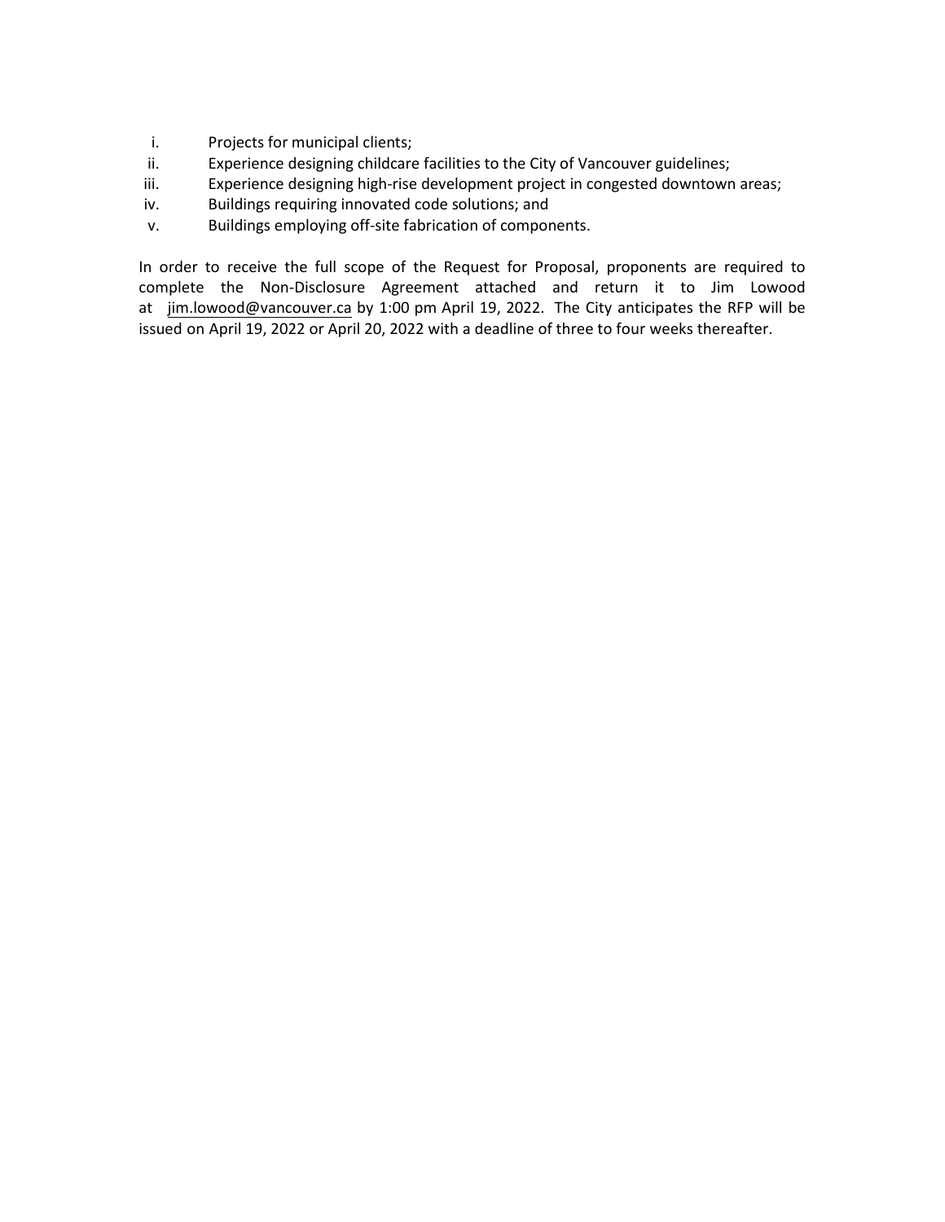i. Projects for municipal clients;
ii. Experience designing childcare facilities to the City of Vancouver guidelines;
iii. Experience designing high-rise development project in congested downtown areas;
iv. Buildings requiring innovated code solutions; and
v. Buildings employing off-site fabrication of components.

In order to receive the full scope of the Request for Proposal, proponents are required to complete the Non-Disclosure Agreement attached and return it to Jim Lowood at jim.lowood@vancouver.ca by 1:00 pm April 19, 2022. The City anticipates the RFP will be issued on April 19, 2022 or April 20, 2022 with a deadline of three to four weeks thereafter.